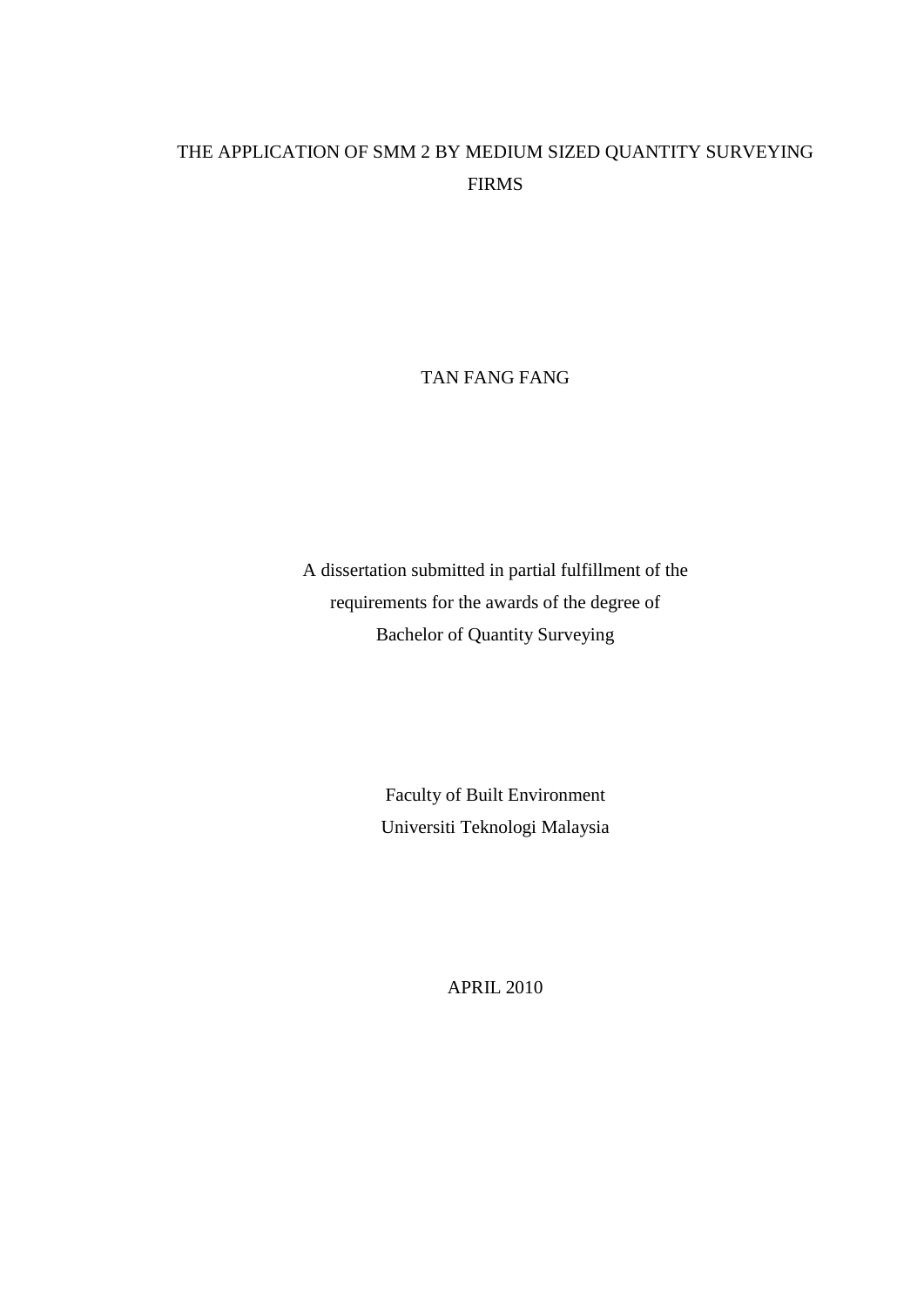# THE APPLICATION OF SMM 2 BY MEDIUM SIZED QUANTITY SURVEYING FIRMS

TAN FANG FANG

A dissertation submitted in partial fulfillment of the
requirements for the awards of the degree of
Bachelor of Quantity Surveying

Faculty of Built Environment
Universiti Teknologi Malaysia

APRIL 2010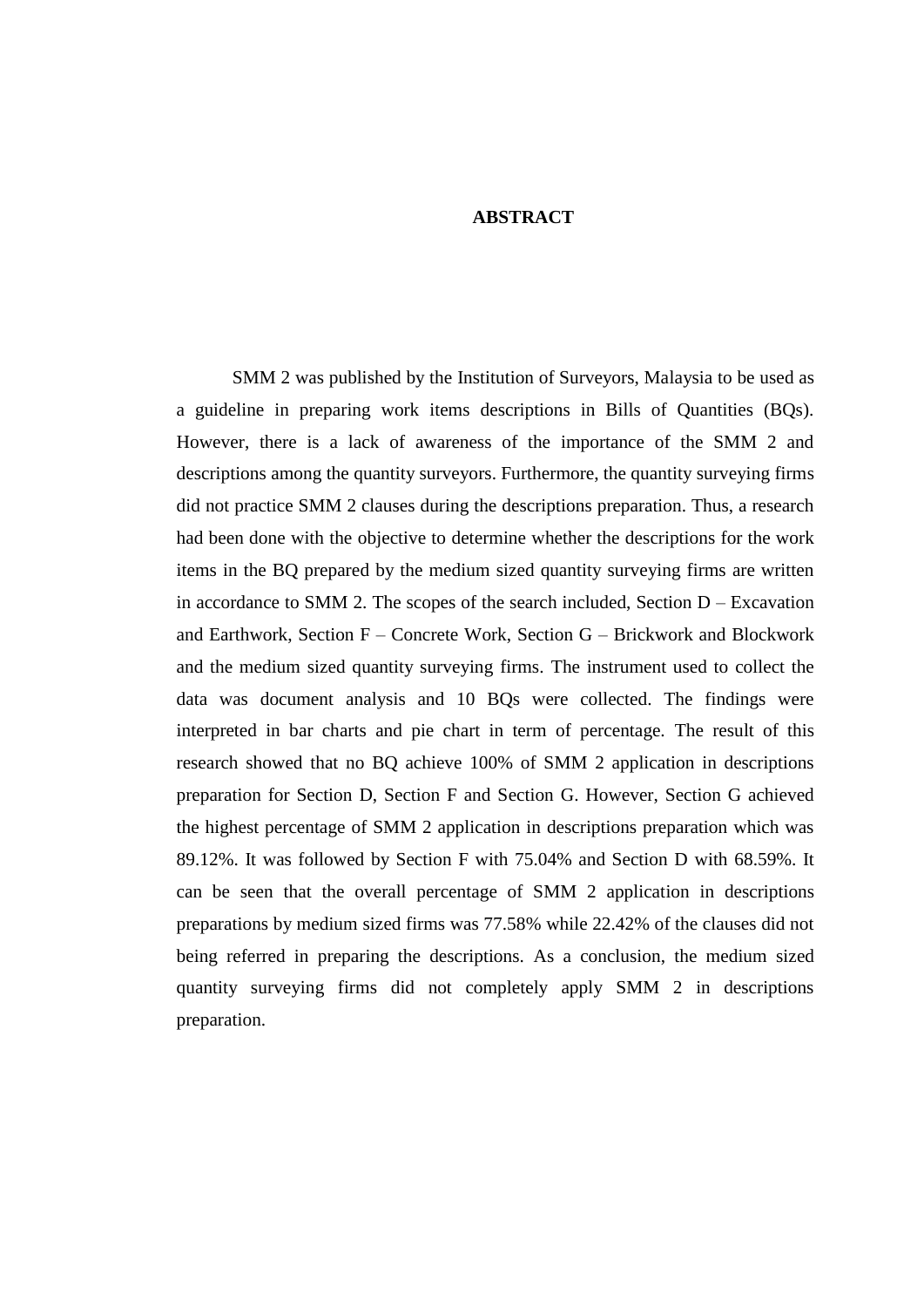# ABSTRACT

SMM 2 was published by the Institution of Surveyors, Malaysia to be used as a guideline in preparing work items descriptions in Bills of Quantities (BQs). However, there is a lack of awareness of the importance of the SMM 2 and descriptions among the quantity surveyors. Furthermore, the quantity surveying firms did not practice SMM 2 clauses during the descriptions preparation. Thus, a research had been done with the objective to determine whether the descriptions for the work items in the BQ prepared by the medium sized quantity surveying firms are written in accordance to SMM 2. The scopes of the search included, Section D – Excavation and Earthwork, Section F – Concrete Work, Section G – Brickwork and Blockwork and the medium sized quantity surveying firms. The instrument used to collect the data was document analysis and 10 BQs were collected. The findings were interpreted in bar charts and pie chart in term of percentage. The result of this research showed that no BQ achieve 100% of SMM 2 application in descriptions preparation for Section D, Section F and Section G. However, Section G achieved the highest percentage of SMM 2 application in descriptions preparation which was 89.12%. It was followed by Section F with 75.04% and Section D with 68.59%. It can be seen that the overall percentage of SMM 2 application in descriptions preparations by medium sized firms was 77.58% while 22.42% of the clauses did not being referred in preparing the descriptions. As a conclusion, the medium sized quantity surveying firms did not completely apply SMM 2 in descriptions preparation.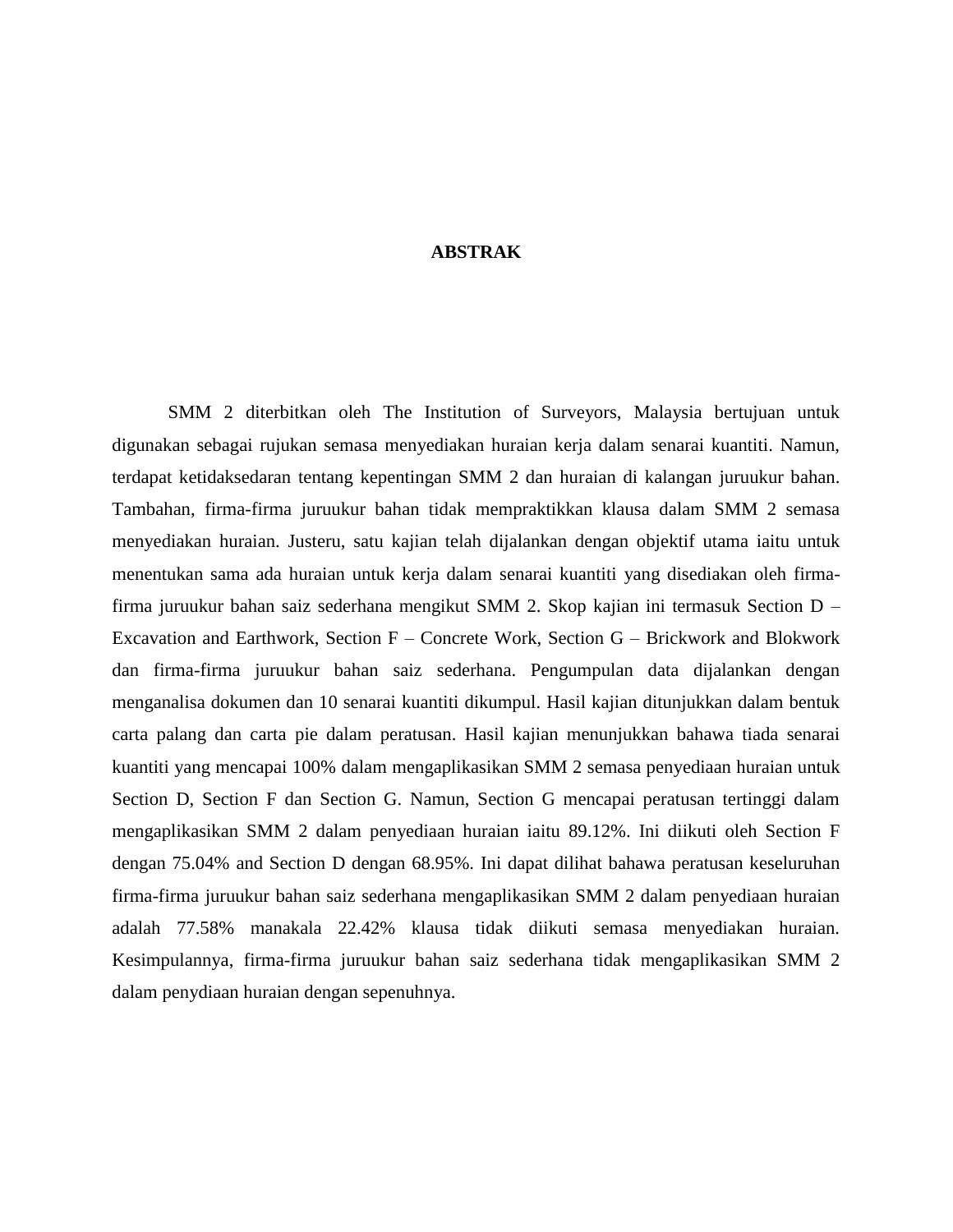# ABSTRAK

SMM 2 diterbitkan oleh The Institution of Surveyors, Malaysia bertujuan untuk digunakan sebagai rujukan semasa menyediakan huraian kerja dalam senarai kuantiti. Namun, terdapat ketidaksedaran tentang kepentingan SMM 2 dan huraian di kalangan juruukur bahan. Tambahan, firma-firma juruukur bahan tidak mempraktikkan klausa dalam SMM 2 semasa menyediakan huraian. Justeru, satu kajian telah dijalankan dengan objektif utama iaitu untuk menentukan sama ada huraian untuk kerja dalam senarai kuantiti yang disediakan oleh firma-firma juruukur bahan saiz sederhana mengikut SMM 2. Skop kajian ini termasuk Section D – Excavation and Earthwork, Section F – Concrete Work, Section G – Brickwork and Blokwork dan firma-firma juruukur bahan saiz sederhana. Pengumpulan data dijalankan dengan menganalisa dokumen dan 10 senarai kuantiti dikumpul. Hasil kajian ditunjukkan dalam bentuk carta palang dan carta pie dalam peratusan. Hasil kajian menunjukkan bahawa tiada senarai kuantiti yang mencapai 100% dalam mengaplikasikan SMM 2 semasa penyediaan huraian untuk Section D, Section F dan Section G. Namun, Section G mencapai peratusan tertinggi dalam mengaplikasikan SMM 2 dalam penyediaan huraian iaitu 89.12%. Ini diikuti oleh Section F dengan 75.04% and Section D dengan 68.95%. Ini dapat dilihat bahawa peratusan keseluruhan firma-firma juruukur bahan saiz sederhana mengaplikasikan SMM 2 dalam penyediaan huraian adalah 77.58% manakala 22.42% klausa tidak diikuti semasa menyediakan huraian. Kesimpulannya, firma-firma juruukur bahan saiz sederhana tidak mengaplikasikan SMM 2 dalam penydiaan huraian dengan sepenuhnya.